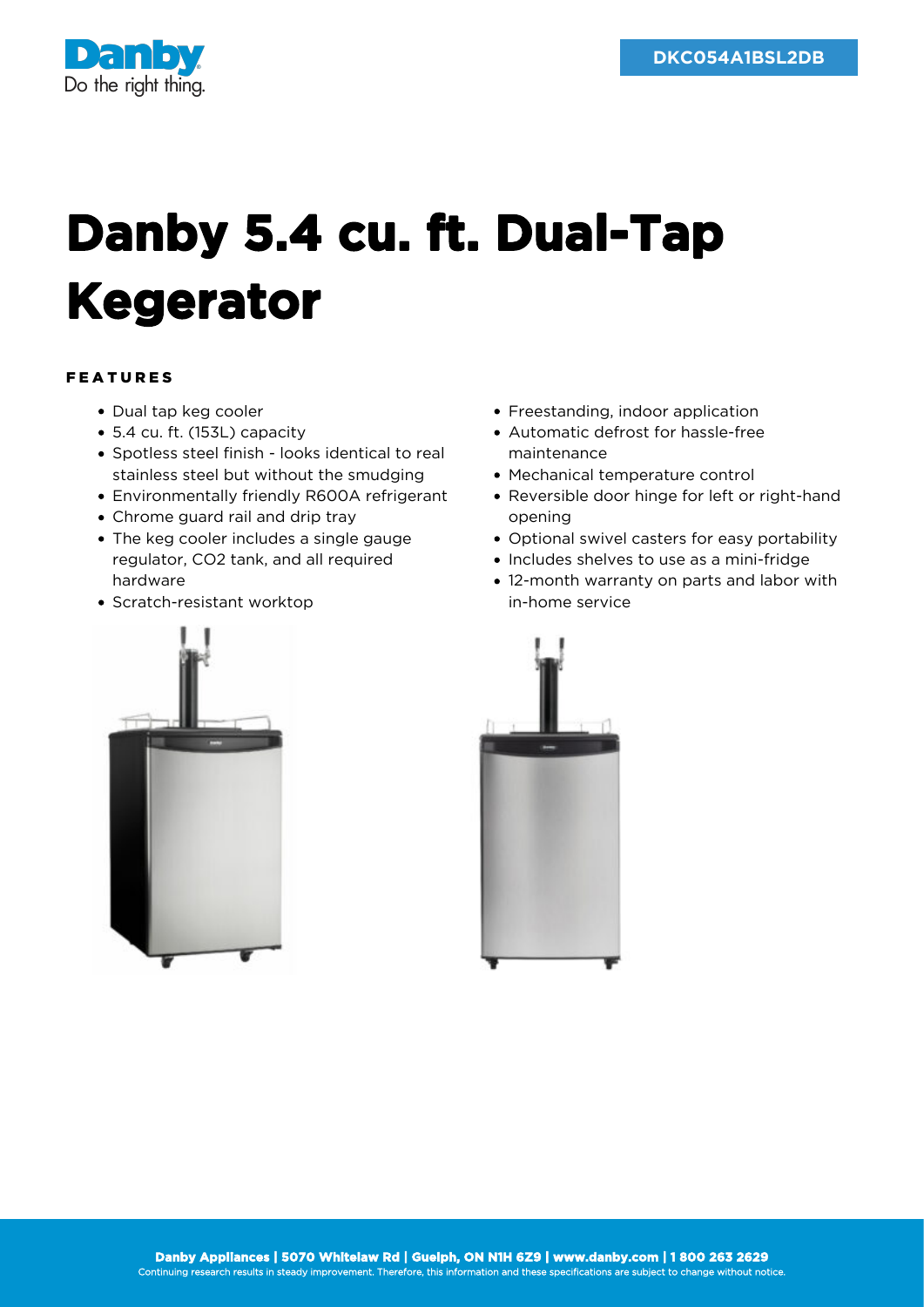DKC054A1BSL2DB

# Danby 5.4 cu. ft. Dual-Tap Kegerator

## FEATURES

- Dual tap keg cooler
- 5.4 cu. ft. (153L) capacity
- Spotless steel finish - looks identical to real stainless steel but without the smudging
- Environmentally friendly R600A refrigerant
- Chrome guard rail and drip tray
- The keg cooler includes a single gauge regulator, $CO_2$ tank, and all required hardware
- Scratch-resistant worktop
- Freestanding, indoor application
- Automatic defrost for hassle-free maintenance
- Mechanical temperature control
- Reversible door hinge for left or right-hand opening
- Optional swivel casters for easy portability
- Includes shelves to use as a mini-fridge
- 12-month warranty on parts and labor with in-home service

**Danby Appliances | 5070 Whitelaw Rd | Guelph, ON N1H 6Z9 | www.danby.com | 1 800 263 2629**
Continuing research results in steady improvement. Therefore, this information and these specifications are subject to change without notice.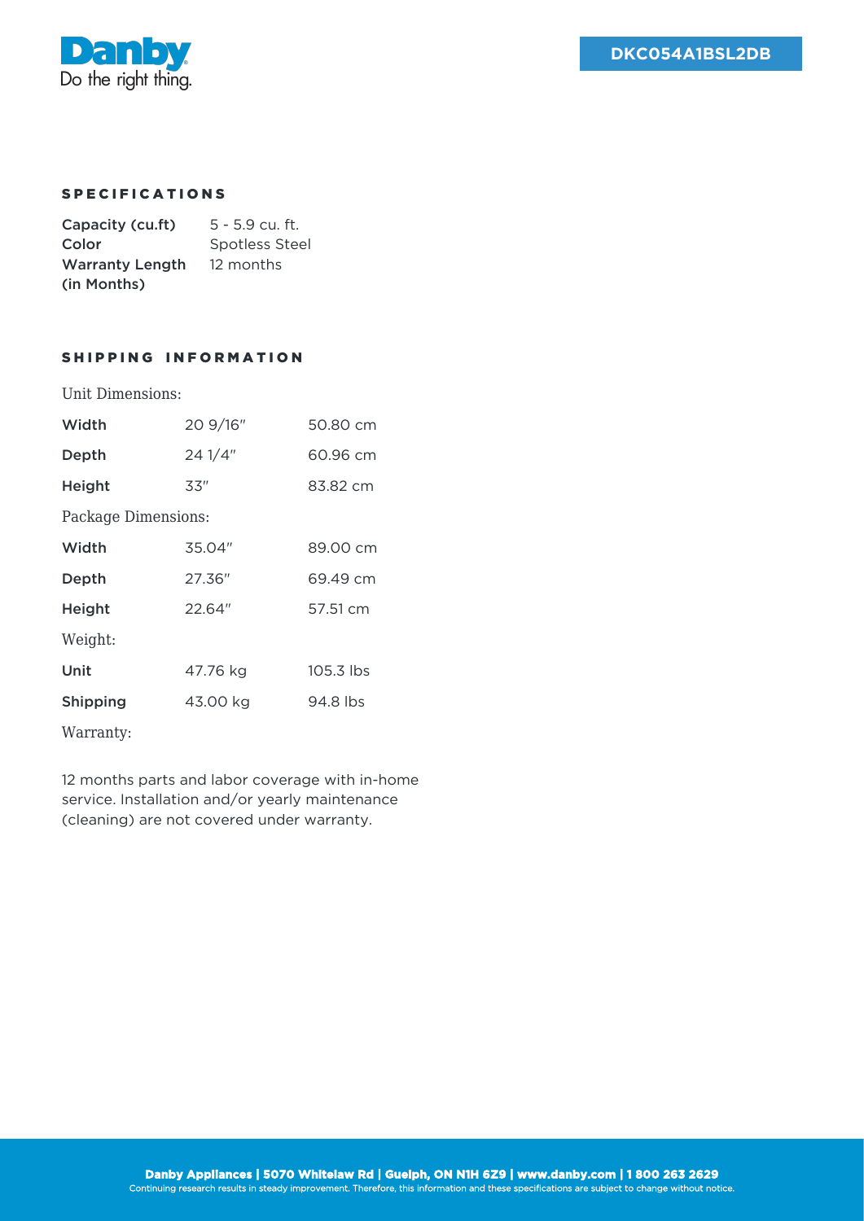## SPECIFICATIONS

| | |
|---|---|
| **Capacity (cu.ft)** | 5 - 5.9 cu. ft. |
| **Color** | Spotless Steel |
| **Warranty Length (in Months)** | 12 months |

## SHIPPING INFORMATION

Unit Dimensions:

| | | |
|---|---|---|
| **Width** | 20 9/16" | 50.80 cm |
| **Depth** | 24 1/4" | 60.96 cm |
| **Height** | 33" | 83.82 cm |

Package Dimensions:

| | | |
|---|---|---|
| **Width** | 35.04" | 89.00 cm |
| **Depth** | 27.36" | 69.49 cm |
| **Height** | 22.64" | 57.51 cm |

Weight:

| | | |
|---|---|---|
| **Unit** | 47.76 kg | 105.3 lbs |
| **Shipping** | 43.00 kg | 94.8 lbs |

Warranty:

12 months parts and labor coverage with in-home service. Installation and/or yearly maintenance (cleaning) are not covered under warranty.

**Danby Appliances | 5070 Whitelaw Rd | Guelph, ON N1H 6Z9 | www.danby.com | 1 800 263 2629**
Continuing research results in steady improvement. Therefore, this information and these specifications are subject to change without notice.